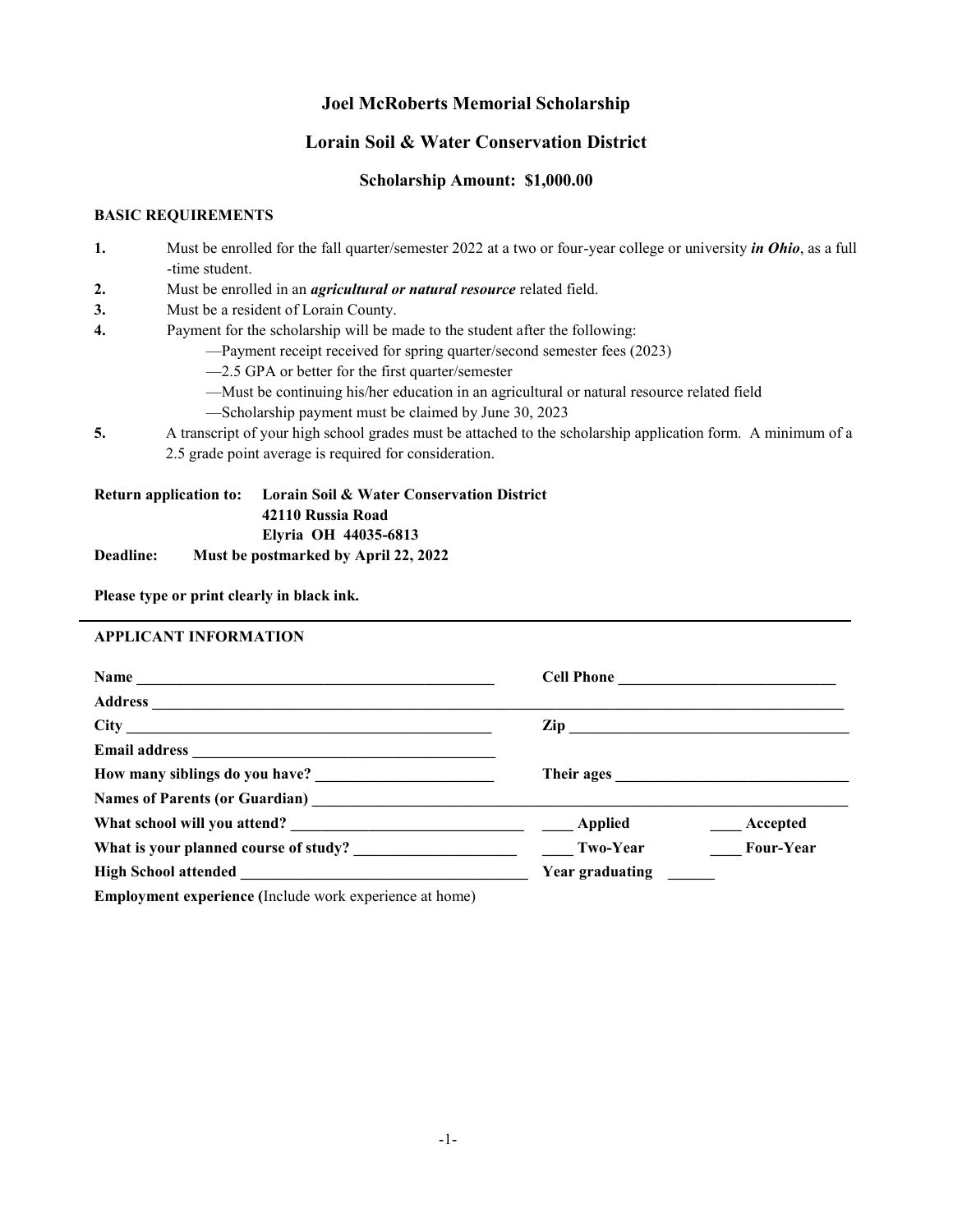# Joel McRoberts Memorial Scholarship

## Lorain Soil & Water Conservation District

### Scholarship Amount: $1,000.00

**BASIC REQUIREMENTS**

1. Must be enrolled for the fall quarter/semester 2022 at a two or four-year college or university ***in Ohio***, as a full -time student.
2. Must be enrolled in an ***agricultural or natural resource*** related field.
3. Must be a resident of Lorain County.
4. Payment for the scholarship will be made to the student after the following:
   - —Payment receipt received for spring quarter/second semester fees (2023)
   - —2.5 GPA or better for the first quarter/semester
   - —Must be continuing his/her education in an agricultural or natural resource related field
   - —Scholarship payment must be claimed by June 30, 2023
5. A transcript of your high school grades must be attached to the scholarship application form. A minimum of a 2.5 grade point average is required for consideration.

**Return application to:** **Lorain Soil & Water Conservation District**
**42110 Russia Road**
**Elyria OH 44035-6813**

**Deadline:** **Must be postmarked by April 22, 2022**

**Please type or print clearly in black ink.**

---

**APPLICANT INFORMATION**

**Name** ______________________________ **Cell Phone** ______________________________

**Address** ______________________________________________________________

**City** ______________________________ **Zip** ______________________________

**Email address** ______________________________

**How many siblings do you have?** ____________________ **Their ages** ______________________________

**Names of Parents (or Guardian)** ______________________________________________

**What school will you attend?** ____________________ ____ **Applied** ____ **Accepted**

**What is your planned course of study?** ____________________ ____ **Two-Year** ____ **Four-Year**

**High School attended** ______________________________ **Year graduating** ______

**Employment experience (**Include work experience at home)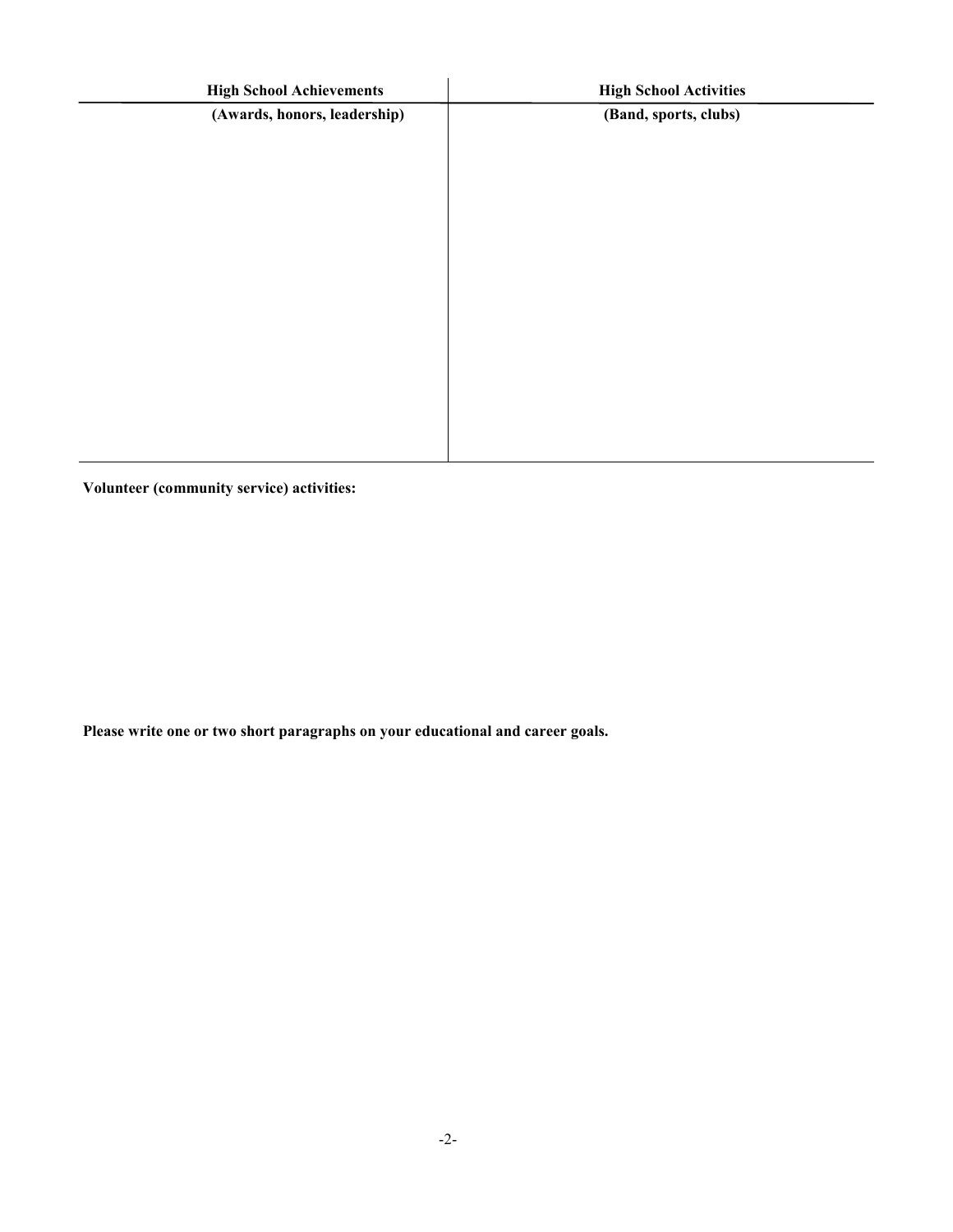| High School Achievements | High School Activities |
| --- | --- |
| (Awards, honors, leadership) | (Band, sports, clubs) |
| | |

**Volunteer (community service) activities:**

**Please write one or two short paragraphs on your educational and career goals.**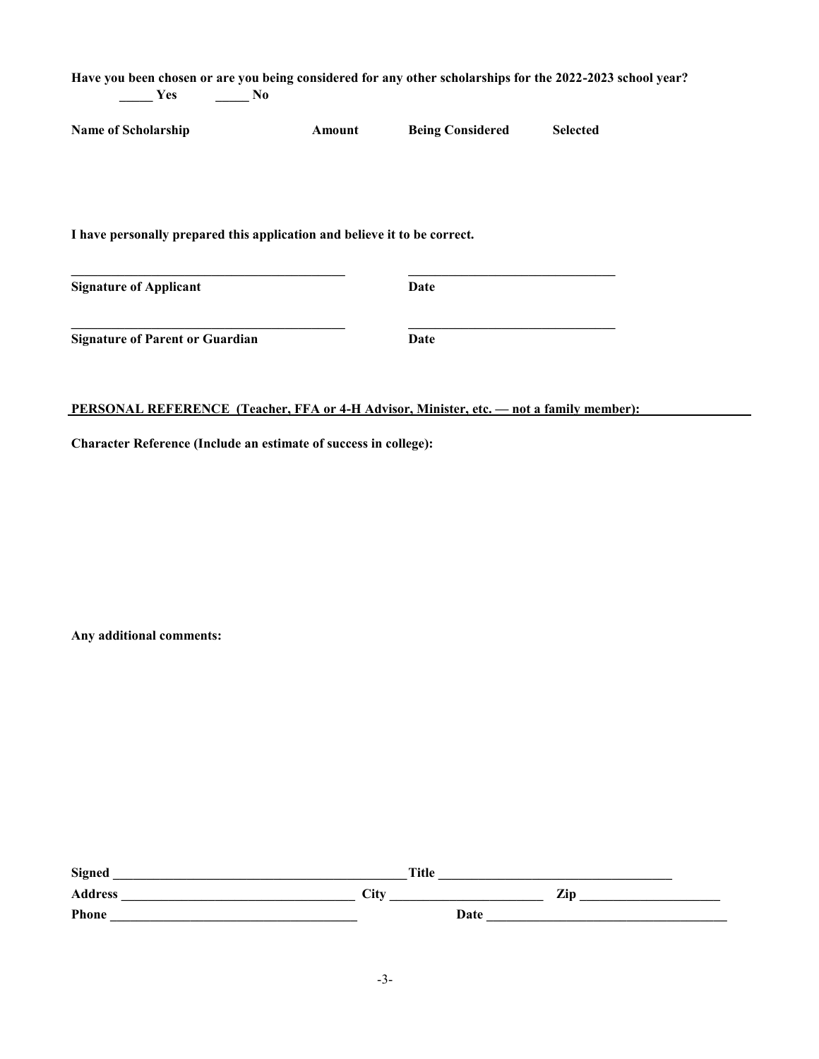**Have you been chosen or are you being considered for any other scholarships for the 2022-2023 school year?**

**_____ Yes &nbsp;&nbsp;&nbsp;&nbsp; _____ No**

| Name of Scholarship | Amount | Being Considered | Selected |
|---|---|---|---|
| | | | |

**I have personally prepared this application and believe it to be correct.**

_________________________________________ &nbsp;&nbsp;&nbsp;&nbsp; _______________________________

**Signature of Applicant** &nbsp;&nbsp;&nbsp;&nbsp; **Date**

_________________________________________ &nbsp;&nbsp;&nbsp;&nbsp; _______________________________

**Signature of Parent or Guardian** &nbsp;&nbsp;&nbsp;&nbsp; **Date**

**PERSONAL REFERENCE (Teacher, FFA or 4-H Advisor, Minister, etc. — not a family member):**

**Character Reference (Include an estimate of success in college):**

**Any additional comments:**

**Signed** ____________________________________________ **Title** __________________________________

**Address** ___________________________________ **City** _______________________ **Zip** _____________________

**Phone** _____________________________________ **Date** _____________________________________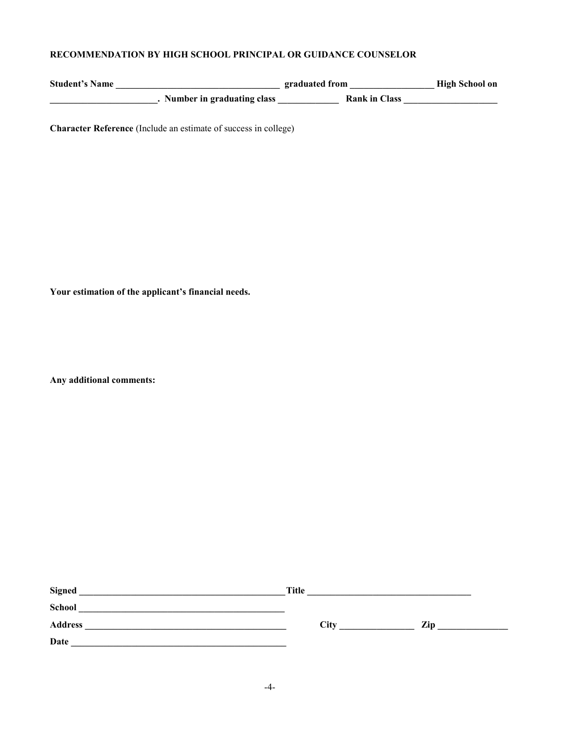**RECOMMENDATION BY HIGH SCHOOL PRINCIPAL OR GUIDANCE COUNSELOR**

**Student's Name** ___________________________________ **graduated from** _________________ **High School on** ______________________. **Number in graduating class** _____________ **Rank in Class** ____________________

**Character Reference** (Include an estimate of success in college)

**Your estimation of the applicant's financial needs.**

**Any additional comments:**

**Signed** _____________________________________________ **Title** ___________________________________

**School** _____________________________________________

**Address** ____________________________________________ **City** ________________ **Zip** _______________

**Date** _______________________________________________